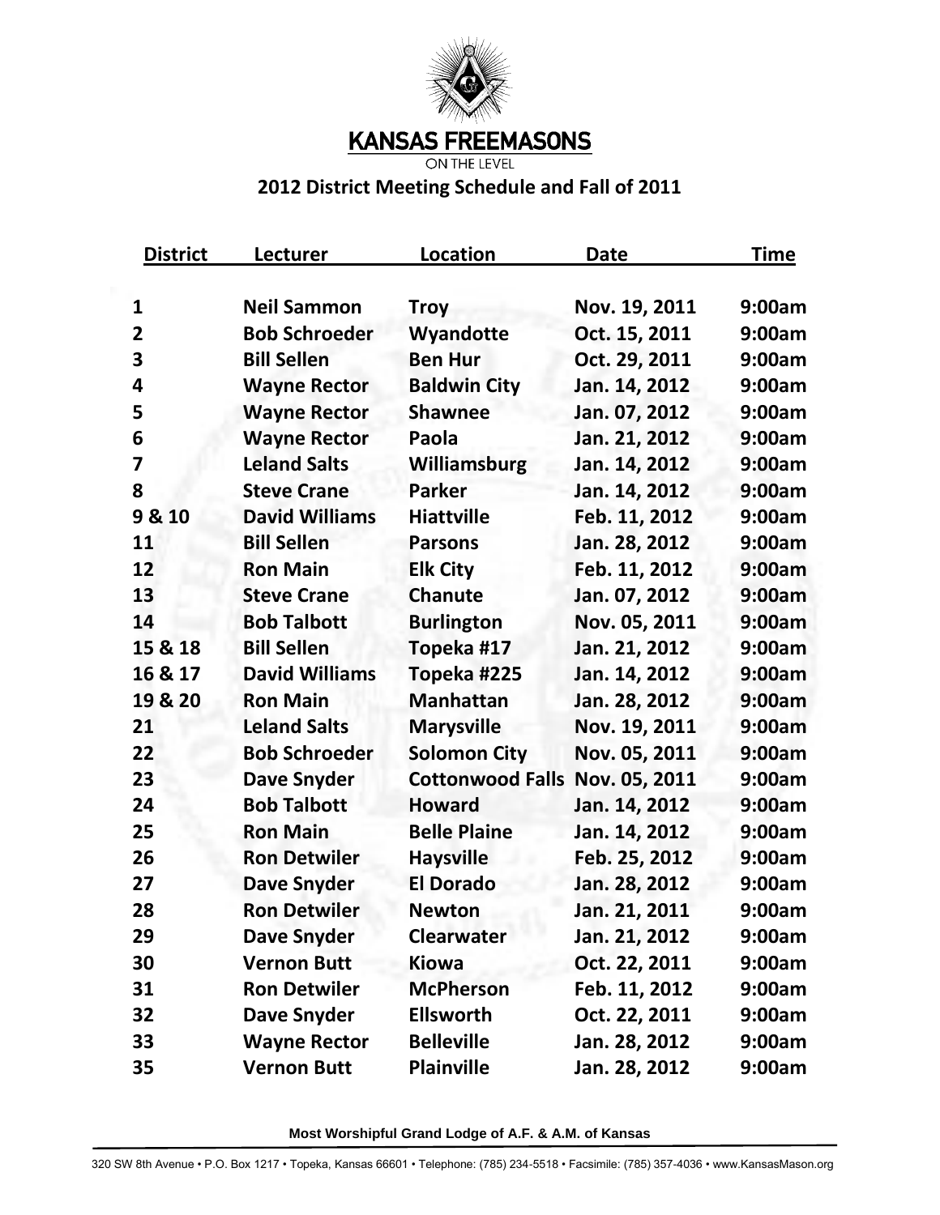# KANSAS FREEMASONS

ON THE LEVEL

## 2012 District Meeting Schedule and Fall of 2011

| District | Lecturer | Location | Date | Time |
|---|---|---|---|---|
| 1 | Neil Sammon | Troy | Nov. 19, 2011 | 9:00am |
| 2 | Bob Schroeder | Wyandotte | Oct. 15, 2011 | 9:00am |
| 3 | Bill Sellen | Ben Hur | Oct. 29, 2011 | 9:00am |
| 4 | Wayne Rector | Baldwin City | Jan. 14, 2012 | 9:00am |
| 5 | Wayne Rector | Shawnee | Jan. 07, 2012 | 9:00am |
| 6 | Wayne Rector | Paola | Jan. 21, 2012 | 9:00am |
| 7 | Leland Salts | Williamsburg | Jan. 14, 2012 | 9:00am |
| 8 | Steve Crane | Parker | Jan. 14, 2012 | 9:00am |
| 9 & 10 | David Williams | Hiattville | Feb. 11, 2012 | 9:00am |
| 11 | Bill Sellen | Parsons | Jan. 28, 2012 | 9:00am |
| 12 | Ron Main | Elk City | Feb. 11, 2012 | 9:00am |
| 13 | Steve Crane | Chanute | Jan. 07, 2012 | 9:00am |
| 14 | Bob Talbott | Burlington | Nov. 05, 2011 | 9:00am |
| 15 & 18 | Bill Sellen | Topeka #17 | Jan. 21, 2012 | 9:00am |
| 16 & 17 | David Williams | Topeka #225 | Jan. 14, 2012 | 9:00am |
| 19 & 20 | Ron Main | Manhattan | Jan. 28, 2012 | 9:00am |
| 21 | Leland Salts | Marysville | Nov. 19, 2011 | 9:00am |
| 22 | Bob Schroeder | Solomon City | Nov. 05, 2011 | 9:00am |
| 23 | Dave Snyder | Cottonwood Falls | Nov. 05, 2011 | 9:00am |
| 24 | Bob Talbott | Howard | Jan. 14, 2012 | 9:00am |
| 25 | Ron Main | Belle Plaine | Jan. 14, 2012 | 9:00am |
| 26 | Ron Detwiler | Haysville | Feb. 25, 2012 | 9:00am |
| 27 | Dave Snyder | El Dorado | Jan. 28, 2012 | 9:00am |
| 28 | Ron Detwiler | Newton | Jan. 21, 2011 | 9:00am |
| 29 | Dave Snyder | Clearwater | Jan. 21, 2012 | 9:00am |
| 30 | Vernon Butt | Kiowa | Oct. 22, 2011 | 9:00am |
| 31 | Ron Detwiler | McPherson | Feb. 11, 2012 | 9:00am |
| 32 | Dave Snyder | Ellsworth | Oct. 22, 2011 | 9:00am |
| 33 | Wayne Rector | Belleville | Jan. 28, 2012 | 9:00am |
| 35 | Vernon Butt | Plainville | Jan. 28, 2012 | 9:00am |

**Most Worshipful Grand Lodge of A.F. & A.M. of Kansas**

320 SW 8th Avenue • P.O. Box 1217 • Topeka, Kansas 66601 • Telephone: (785) 234-5518 • Facsimile: (785) 357-4036 • www.KansasMason.org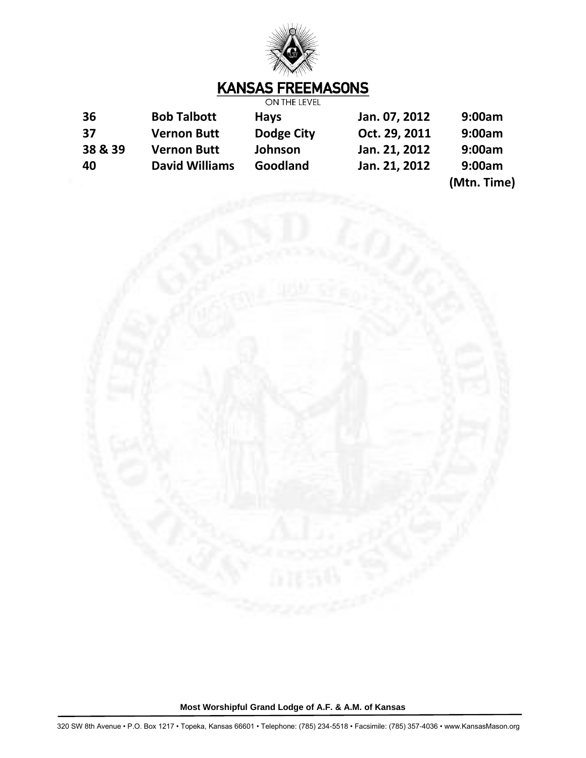| | | | | |
|---|---|---|---|---|
| **36** | **Bob Talbott** | **Hays** | **Jan. 07, 2012** | **9:00am** |
| **37** | **Vernon Butt** | **Dodge City** | **Oct. 29, 2011** | **9:00am** |
| **38 & 39** | **Vernon Butt** | **Johnson** | **Jan. 21, 2012** | **9:00am** |
| **40** | **David Williams** | **Goodland** | **Jan. 21, 2012** | **9:00am (Mtn. Time)** |